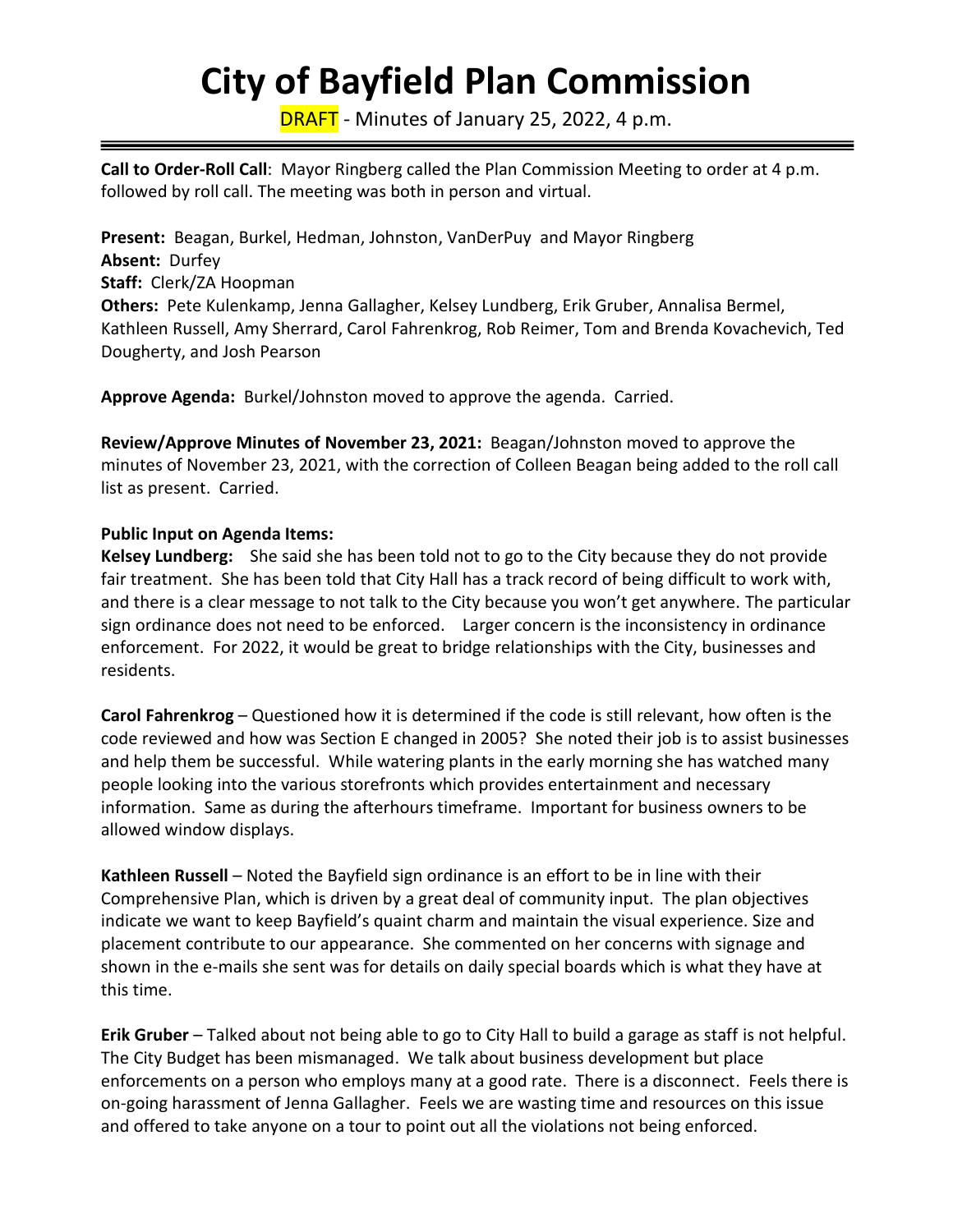# City of Bayfield Plan Commission

DRAFT - Minutes of January 25, 2022, 4 p.m.

---

**Call to Order-Roll Call**: Mayor Ringberg called the Plan Commission Meeting to order at 4 p.m. followed by roll call. The meeting was both in person and virtual.

**Present:** Beagan, Burkel, Hedman, Johnston, VanDerPuy and Mayor Ringberg
**Absent:** Durfey
**Staff:** Clerk/ZA Hoopman
**Others:** Pete Kulenkamp, Jenna Gallagher, Kelsey Lundberg, Erik Gruber, Annalisa Bermel, Kathleen Russell, Amy Sherrard, Carol Fahrenkrog, Rob Reimer, Tom and Brenda Kovachevich, Ted Dougherty, and Josh Pearson

**Approve Agenda:** Burkel/Johnston moved to approve the agenda. Carried.

**Review/Approve Minutes of November 23, 2021:** Beagan/Johnston moved to approve the minutes of November 23, 2021, with the correction of Colleen Beagan being added to the roll call list as present. Carried.

**Public Input on Agenda Items:**

**Kelsey Lundberg:** She said she has been told not to go to the City because they do not provide fair treatment. She has been told that City Hall has a track record of being difficult to work with, and there is a clear message to not talk to the City because you won't get anywhere. The particular sign ordinance does not need to be enforced. Larger concern is the inconsistency in ordinance enforcement. For 2022, it would be great to bridge relationships with the City, businesses and residents.

**Carol Fahrenkrog** – Questioned how it is determined if the code is still relevant, how often is the code reviewed and how was Section E changed in 2005? She noted their job is to assist businesses and help them be successful. While watering plants in the early morning she has watched many people looking into the various storefronts which provides entertainment and necessary information. Same as during the afterhours timeframe. Important for business owners to be allowed window displays.

**Kathleen Russell** – Noted the Bayfield sign ordinance is an effort to be in line with their Comprehensive Plan, which is driven by a great deal of community input. The plan objectives indicate we want to keep Bayfield's quaint charm and maintain the visual experience. Size and placement contribute to our appearance. She commented on her concerns with signage and shown in the e-mails she sent was for details on daily special boards which is what they have at this time.

**Erik Gruber** – Talked about not being able to go to City Hall to build a garage as staff is not helpful. The City Budget has been mismanaged. We talk about business development but place enforcements on a person who employs many at a good rate. There is a disconnect. Feels there is on-going harassment of Jenna Gallagher. Feels we are wasting time and resources on this issue and offered to take anyone on a tour to point out all the violations not being enforced.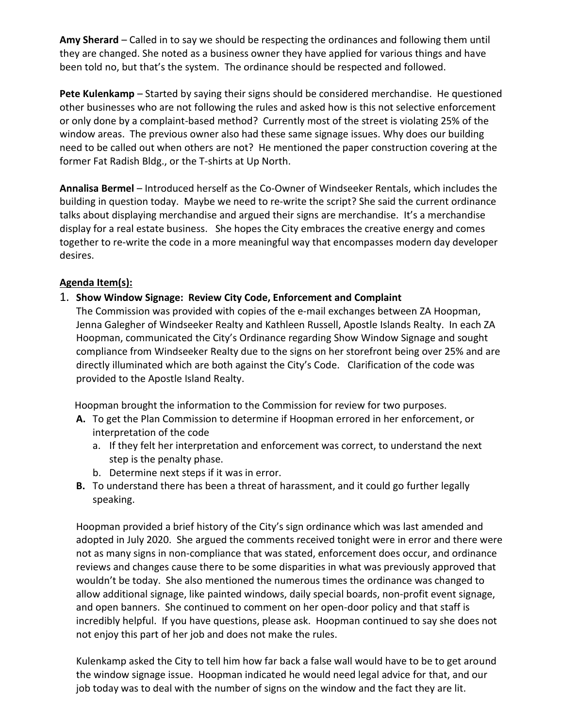**Amy Sherard** – Called in to say we should be respecting the ordinances and following them until they are changed. She noted as a business owner they have applied for various things and have been told no, but that's the system. The ordinance should be respected and followed.

**Pete Kulenkamp** – Started by saying their signs should be considered merchandise. He questioned other businesses who are not following the rules and asked how is this not selective enforcement or only done by a complaint-based method? Currently most of the street is violating 25% of the window areas. The previous owner also had these same signage issues. Why does our building need to be called out when others are not? He mentioned the paper construction covering at the former Fat Radish Bldg., or the T-shirts at Up North.

**Annalisa Bermel** – Introduced herself as the Co-Owner of Windseeker Rentals, which includes the building in question today. Maybe we need to re-write the script? She said the current ordinance talks about displaying merchandise and argued their signs are merchandise. It's a merchandise display for a real estate business. She hopes the City embraces the creative energy and comes together to re-write the code in a more meaningful way that encompasses modern day developer desires.

**Agenda Item(s):**

1. **Show Window Signage: Review City Code, Enforcement and Complaint**
   The Commission was provided with copies of the e-mail exchanges between ZA Hoopman, Jenna Galegher of Windseeker Realty and Kathleen Russell, Apostle Islands Realty. In each ZA Hoopman, communicated the City's Ordinance regarding Show Window Signage and sought compliance from Windseeker Realty due to the signs on her storefront being over 25% and are directly illuminated which are both against the City's Code. Clarification of the code was provided to the Apostle Island Realty.

   Hoopman brought the information to the Commission for review for two purposes.

   **A.** To get the Plan Commission to determine if Hoopman errored in her enforcement, or interpretation of the code
      a. If they felt her interpretation and enforcement was correct, to understand the next step is the penalty phase.
      b. Determine next steps if it was in error.

   **B.** To understand there has been a threat of harassment, and it could go further legally speaking.

   Hoopman provided a brief history of the City's sign ordinance which was last amended and adopted in July 2020. She argued the comments received tonight were in error and there were not as many signs in non-compliance that was stated, enforcement does occur, and ordinance reviews and changes cause there to be some disparities in what was previously approved that wouldn't be today. She also mentioned the numerous times the ordinance was changed to allow additional signage, like painted windows, daily special boards, non-profit event signage, and open banners. She continued to comment on her open-door policy and that staff is incredibly helpful. If you have questions, please ask. Hoopman continued to say she does not not enjoy this part of her job and does not make the rules.

   Kulenkamp asked the City to tell him how far back a false wall would have to be to get around the window signage issue. Hoopman indicated he would need legal advice for that, and our job today was to deal with the number of signs on the window and the fact they are lit.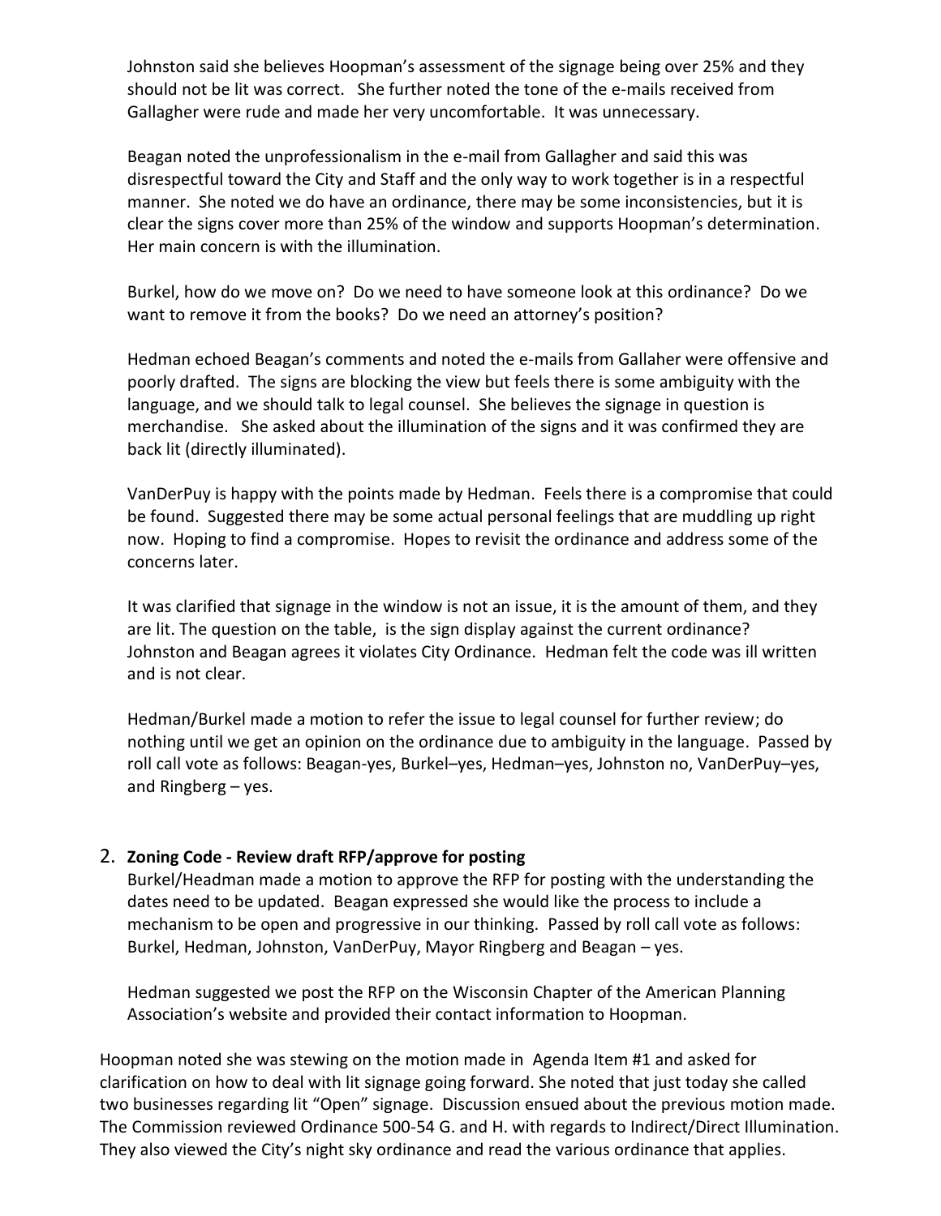Johnston said she believes Hoopman's assessment of the signage being over 25% and they should not be lit was correct. She further noted the tone of the e-mails received from Gallagher were rude and made her very uncomfortable. It was unnecessary.

Beagan noted the unprofessionalism in the e-mail from Gallagher and said this was disrespectful toward the City and Staff and the only way to work together is in a respectful manner. She noted we do have an ordinance, there may be some inconsistencies, but it is clear the signs cover more than 25% of the window and supports Hoopman's determination. Her main concern is with the illumination.

Burkel, how do we move on? Do we need to have someone look at this ordinance? Do we want to remove it from the books? Do we need an attorney's position?

Hedman echoed Beagan's comments and noted the e-mails from Gallaher were offensive and poorly drafted. The signs are blocking the view but feels there is some ambiguity with the language, and we should talk to legal counsel. She believes the signage in question is merchandise. She asked about the illumination of the signs and it was confirmed they are back lit (directly illuminated).

VanDerPuy is happy with the points made by Hedman. Feels there is a compromise that could be found. Suggested there may be some actual personal feelings that are muddling up right now. Hoping to find a compromise. Hopes to revisit the ordinance and address some of the concerns later.

It was clarified that signage in the window is not an issue, it is the amount of them, and they are lit. The question on the table, is the sign display against the current ordinance? Johnston and Beagan agrees it violates City Ordinance. Hedman felt the code was ill written and is not clear.

Hedman/Burkel made a motion to refer the issue to legal counsel for further review; do nothing until we get an opinion on the ordinance due to ambiguity in the language. Passed by roll call vote as follows: Beagan-yes, Burkel–yes, Hedman–yes, Johnston no, VanDerPuy–yes, and Ringberg – yes.

2. **Zoning Code - Review draft RFP/approve for posting**

   Burkel/Headman made a motion to approve the RFP for posting with the understanding the dates need to be updated. Beagan expressed she would like the process to include a mechanism to be open and progressive in our thinking. Passed by roll call vote as follows: Burkel, Hedman, Johnston, VanDerPuy, Mayor Ringberg and Beagan – yes.

   Hedman suggested we post the RFP on the Wisconsin Chapter of the American Planning Association's website and provided their contact information to Hoopman.

Hoopman noted she was stewing on the motion made in Agenda Item #1 and asked for clarification on how to deal with lit signage going forward. She noted that just today she called two businesses regarding lit "Open" signage. Discussion ensued about the previous motion made. The Commission reviewed Ordinance 500-54 G. and H. with regards to Indirect/Direct Illumination. They also viewed the City's night sky ordinance and read the various ordinance that applies.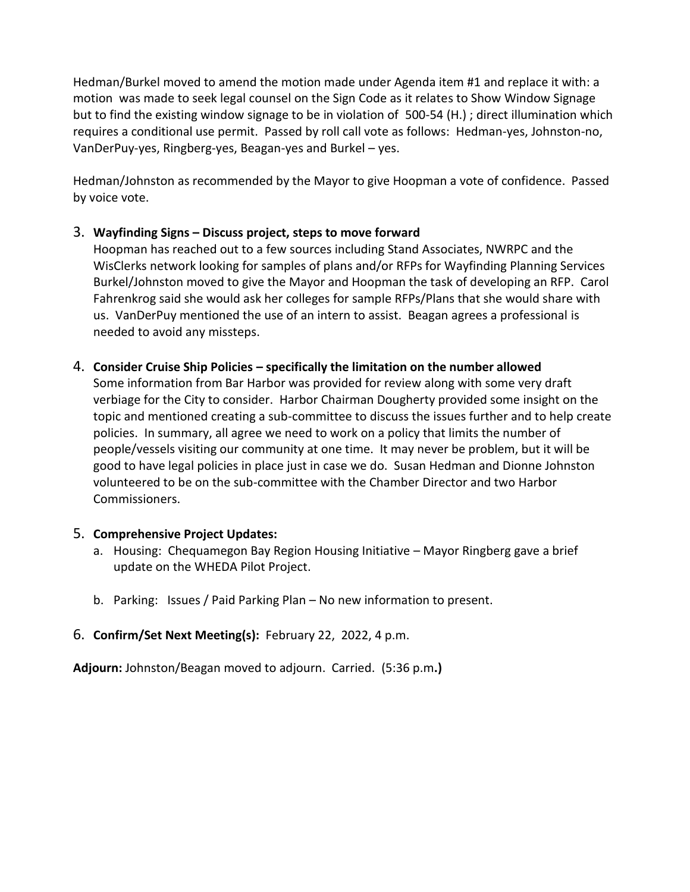Hedman/Burkel moved to amend the motion made under Agenda item #1 and replace it with: a motion was made to seek legal counsel on the Sign Code as it relates to Show Window Signage but to find the existing window signage to be in violation of 500-54 (H.) ; direct illumination which requires a conditional use permit. Passed by roll call vote as follows: Hedman-yes, Johnston-no, VanDerPuy-yes, Ringberg-yes, Beagan-yes and Burkel – yes.

Hedman/Johnston as recommended by the Mayor to give Hoopman a vote of confidence. Passed by voice vote.

3. **Wayfinding Signs – Discuss project, steps to move forward**
   Hoopman has reached out to a few sources including Stand Associates, NWRPC and the WisClerks network looking for samples of plans and/or RFPs for Wayfinding Planning Services Burkel/Johnston moved to give the Mayor and Hoopman the task of developing an RFP. Carol Fahrenkrog said she would ask her colleges for sample RFPs/Plans that she would share with us. VanDerPuy mentioned the use of an intern to assist. Beagan agrees a professional is needed to avoid any missteps.

4. **Consider Cruise Ship Policies – specifically the limitation on the number allowed**
   Some information from Bar Harbor was provided for review along with some very draft verbiage for the City to consider. Harbor Chairman Dougherty provided some insight on the topic and mentioned creating a sub-committee to discuss the issues further and to help create policies. In summary, all agree we need to work on a policy that limits the number of people/vessels visiting our community at one time. It may never be problem, but it will be good to have legal policies in place just in case we do. Susan Hedman and Dionne Johnston volunteered to be on the sub-committee with the Chamber Director and two Harbor Commissioners.

5. **Comprehensive Project Updates:**
   a. Housing: Chequamegon Bay Region Housing Initiative – Mayor Ringberg gave a brief update on the WHEDA Pilot Project.

   b. Parking: Issues / Paid Parking Plan – No new information to present.

6. **Confirm/Set Next Meeting(s):** February 22, 2022, 4 p.m.

**Adjourn:** Johnston/Beagan moved to adjourn. Carried. (5:36 p.m**.)**